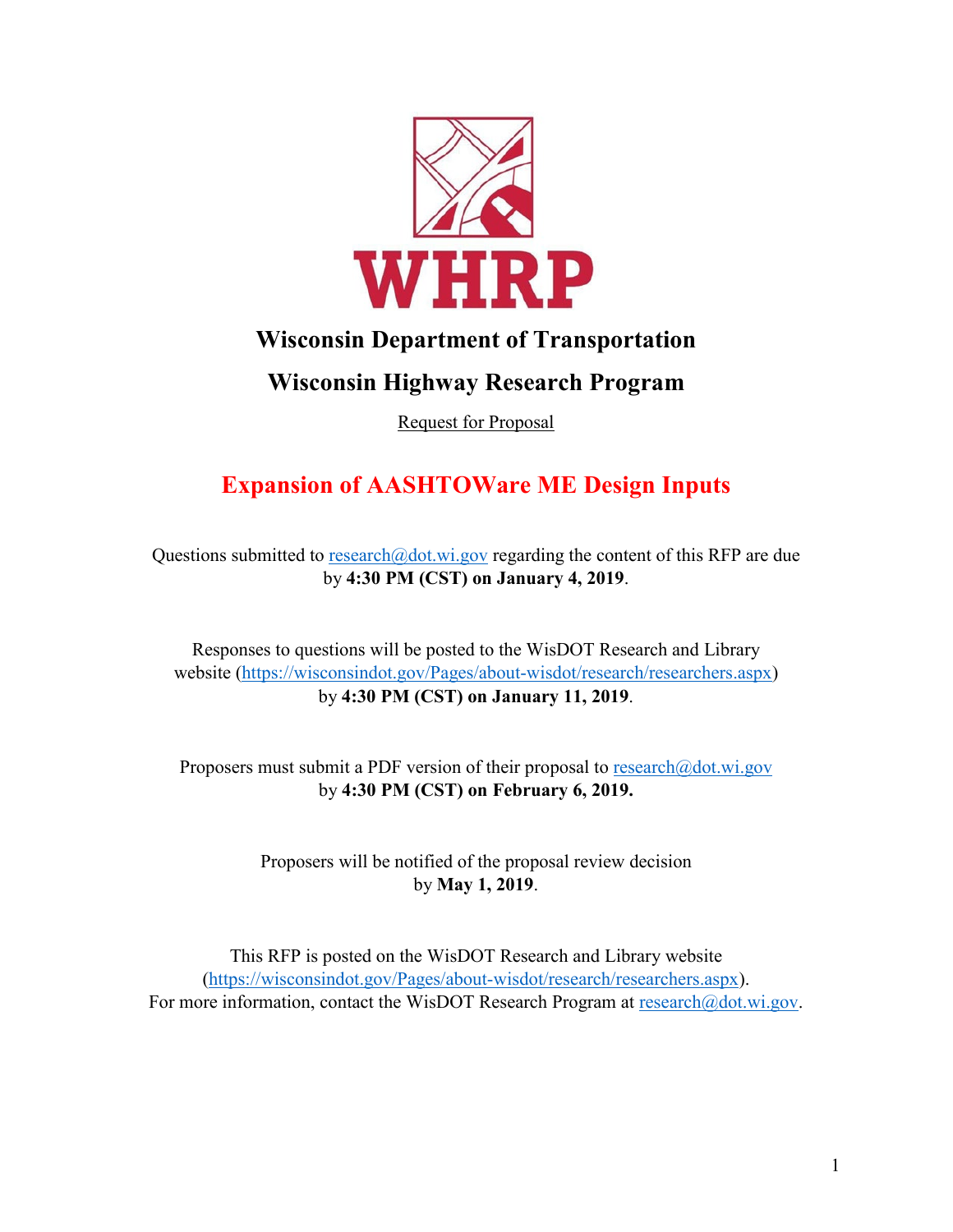# WHRP

## Wisconsin Department of Transportation

## Wisconsin Highway Research Program

Request for Proposal

# Expansion of AASHTOWare ME Design Inputs

Questions submitted to research@dot.wi.gov regarding the content of this RFP are due by **4:30 PM (CST) on January 4, 2019**.

Responses to questions will be posted to the WisDOT Research and Library website (https://wisconsindot.gov/Pages/about-wisdot/research/researchers.aspx) by **4:30 PM (CST) on January 11, 2019**.

Proposers must submit a PDF version of their proposal to research@dot.wi.gov by **4:30 PM (CST) on February 6, 2019.**

Proposers will be notified of the proposal review decision by **May 1, 2019**.

This RFP is posted on the WisDOT Research and Library website (https://wisconsindot.gov/Pages/about-wisdot/research/researchers.aspx). For more information, contact the WisDOT Research Program at research@dot.wi.gov.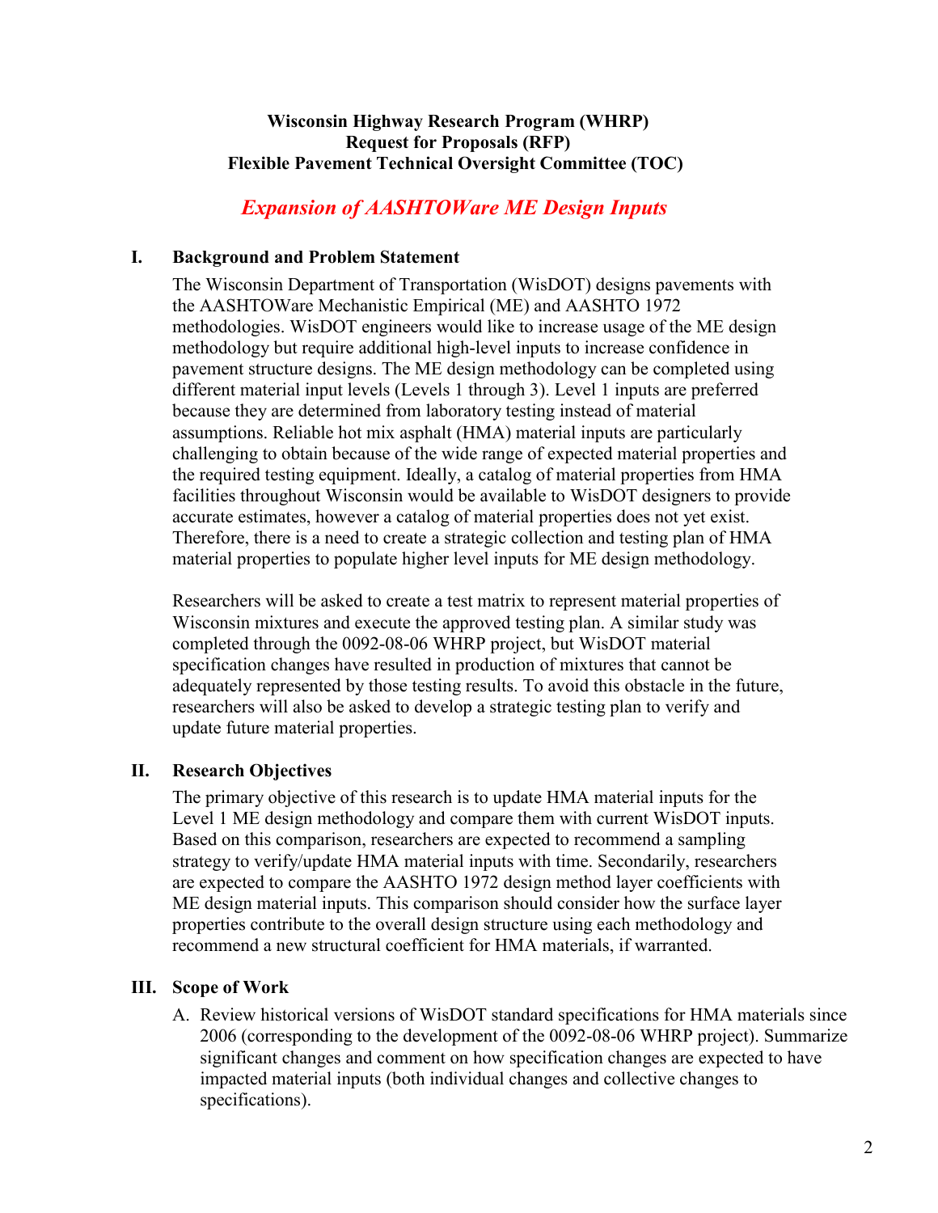**Wisconsin Highway Research Program (WHRP)**
**Request for Proposals (RFP)**
**Flexible Pavement Technical Oversight Committee (TOC)**

# *Expansion of AASHTOWare ME Design Inputs*

## I. Background and Problem Statement

The Wisconsin Department of Transportation (WisDOT) designs pavements with the AASHTOWare Mechanistic Empirical (ME) and AASHTO 1972 methodologies. WisDOT engineers would like to increase usage of the ME design methodology but require additional high-level inputs to increase confidence in pavement structure designs. The ME design methodology can be completed using different material input levels (Levels 1 through 3). Level 1 inputs are preferred because they are determined from laboratory testing instead of material assumptions. Reliable hot mix asphalt (HMA) material inputs are particularly challenging to obtain because of the wide range of expected material properties and the required testing equipment. Ideally, a catalog of material properties from HMA facilities throughout Wisconsin would be available to WisDOT designers to provide accurate estimates, however a catalog of material properties does not yet exist. Therefore, there is a need to create a strategic collection and testing plan of HMA material properties to populate higher level inputs for ME design methodology.

Researchers will be asked to create a test matrix to represent material properties of Wisconsin mixtures and execute the approved testing plan. A similar study was completed through the 0092-08-06 WHRP project, but WisDOT material specification changes have resulted in production of mixtures that cannot be adequately represented by those testing results. To avoid this obstacle in the future, researchers will also be asked to develop a strategic testing plan to verify and update future material properties.

## II. Research Objectives

The primary objective of this research is to update HMA material inputs for the Level 1 ME design methodology and compare them with current WisDOT inputs. Based on this comparison, researchers are expected to recommend a sampling strategy to verify/update HMA material inputs with time. Secondarily, researchers are expected to compare the AASHTO 1972 design method layer coefficients with ME design material inputs. This comparison should consider how the surface layer properties contribute to the overall design structure using each methodology and recommend a new structural coefficient for HMA materials, if warranted.

## III. Scope of Work

A. Review historical versions of WisDOT standard specifications for HMA materials since 2006 (corresponding to the development of the 0092-08-06 WHRP project). Summarize significant changes and comment on how specification changes are expected to have impacted material inputs (both individual changes and collective changes to specifications).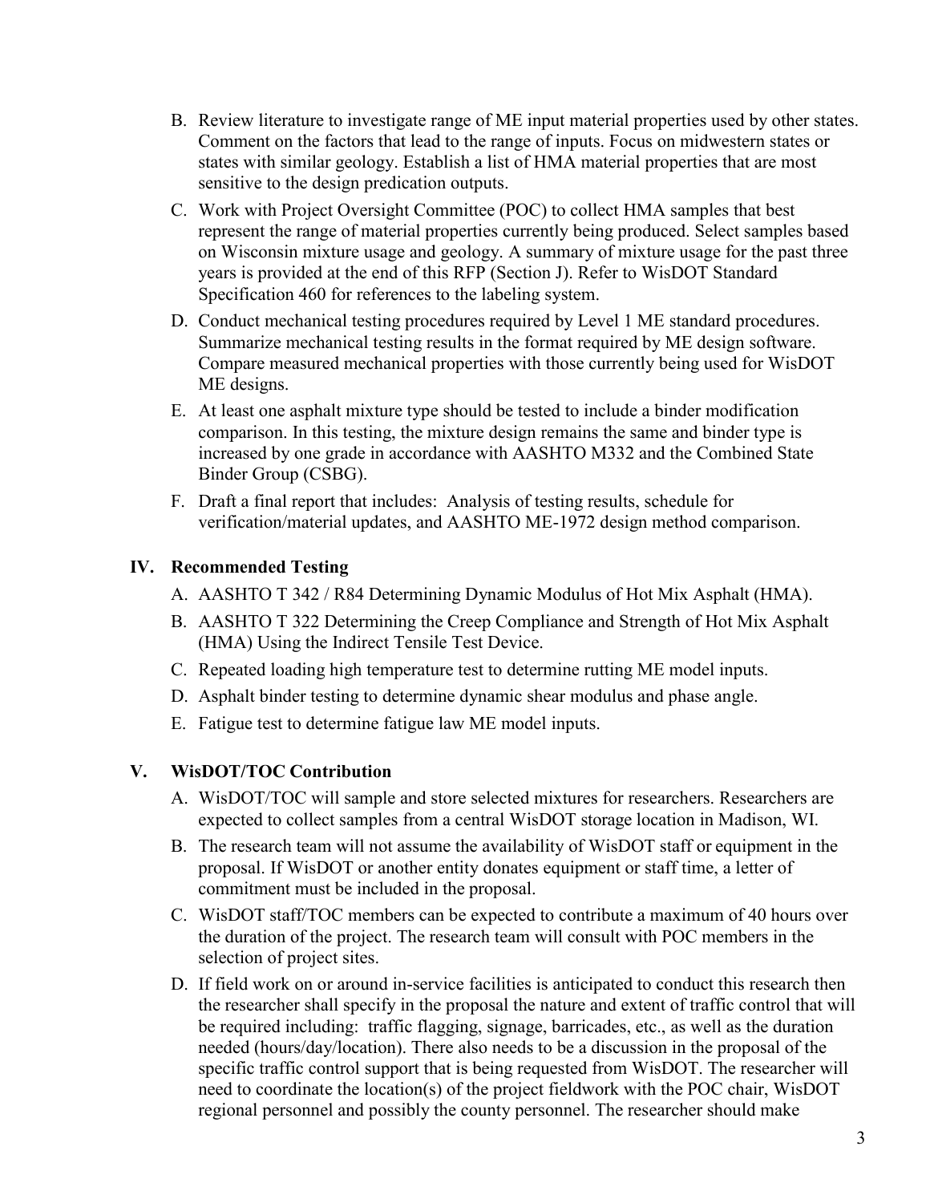B. Review literature to investigate range of ME input material properties used by other states. Comment on the factors that lead to the range of inputs. Focus on midwestern states or states with similar geology. Establish a list of HMA material properties that are most sensitive to the design predication outputs.

C. Work with Project Oversight Committee (POC) to collect HMA samples that best represent the range of material properties currently being produced. Select samples based on Wisconsin mixture usage and geology. A summary of mixture usage for the past three years is provided at the end of this RFP (Section J). Refer to WisDOT Standard Specification 460 for references to the labeling system.

D. Conduct mechanical testing procedures required by Level 1 ME standard procedures. Summarize mechanical testing results in the format required by ME design software. Compare measured mechanical properties with those currently being used for WisDOT ME designs.

E. At least one asphalt mixture type should be tested to include a binder modification comparison. In this testing, the mixture design remains the same and binder type is increased by one grade in accordance with AASHTO M332 and the Combined State Binder Group (CSBG).

F. Draft a final report that includes: Analysis of testing results, schedule for verification/material updates, and AASHTO ME-1972 design method comparison.

## IV. Recommended Testing

A. AASHTO T 342 / R84 Determining Dynamic Modulus of Hot Mix Asphalt (HMA).

B. AASHTO T 322 Determining the Creep Compliance and Strength of Hot Mix Asphalt (HMA) Using the Indirect Tensile Test Device.

C. Repeated loading high temperature test to determine rutting ME model inputs.

D. Asphalt binder testing to determine dynamic shear modulus and phase angle.

E. Fatigue test to determine fatigue law ME model inputs.

## V. WisDOT/TOC Contribution

A. WisDOT/TOC will sample and store selected mixtures for researchers. Researchers are expected to collect samples from a central WisDOT storage location in Madison, WI.

B. The research team will not assume the availability of WisDOT staff or equipment in the proposal. If WisDOT or another entity donates equipment or staff time, a letter of commitment must be included in the proposal.

C. WisDOT staff/TOC members can be expected to contribute a maximum of 40 hours over the duration of the project. The research team will consult with POC members in the selection of project sites.

D. If field work on or around in-service facilities is anticipated to conduct this research then the researcher shall specify in the proposal the nature and extent of traffic control that will be required including: traffic flagging, signage, barricades, etc., as well as the duration needed (hours/day/location). There also needs to be a discussion in the proposal of the specific traffic control support that is being requested from WisDOT. The researcher will need to coordinate the location(s) of the project fieldwork with the POC chair, WisDOT regional personnel and possibly the county personnel. The researcher should make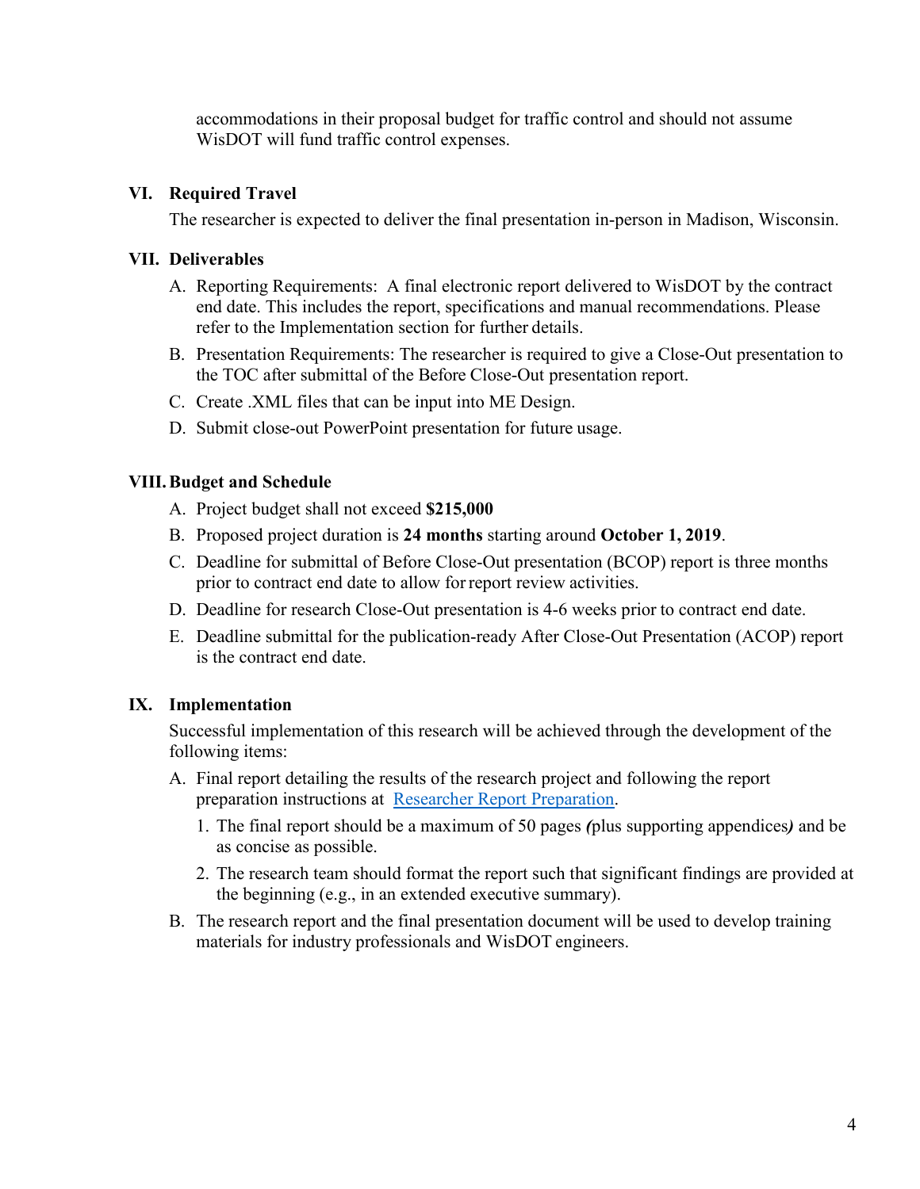accommodations in their proposal budget for traffic control and should not assume WisDOT will fund traffic control expenses.

## VI. Required Travel

The researcher is expected to deliver the final presentation in-person in Madison, Wisconsin.

## VII. Deliverables

A. Reporting Requirements: A final electronic report delivered to WisDOT by the contract end date. This includes the report, specifications and manual recommendations. Please refer to the Implementation section for further details.

B. Presentation Requirements: The researcher is required to give a Close-Out presentation to the TOC after submittal of the Before Close-Out presentation report.

C. Create .XML files that can be input into ME Design.

D. Submit close-out PowerPoint presentation for future usage.

## VIII. Budget and Schedule

A. Project budget shall not exceed **$215,000**

B. Proposed project duration is **24 months** starting around **October 1, 2019**.

C. Deadline for submittal of Before Close-Out presentation (BCOP) report is three months prior to contract end date to allow for report review activities.

D. Deadline for research Close-Out presentation is 4-6 weeks prior to contract end date.

E. Deadline submittal for the publication-ready After Close-Out Presentation (ACOP) report is the contract end date.

## IX. Implementation

Successful implementation of this research will be achieved through the development of the following items:

A. Final report detailing the results of the research project and following the report preparation instructions at [Researcher Report Preparation](Researcher Report Preparation).

1. The final report should be a maximum of 50 pages ***(****plus supporting appendices****)*** and be as concise as possible.
2. The research team should format the report such that significant findings are provided at the beginning (e.g., in an extended executive summary).

B. The research report and the final presentation document will be used to develop training materials for industry professionals and WisDOT engineers.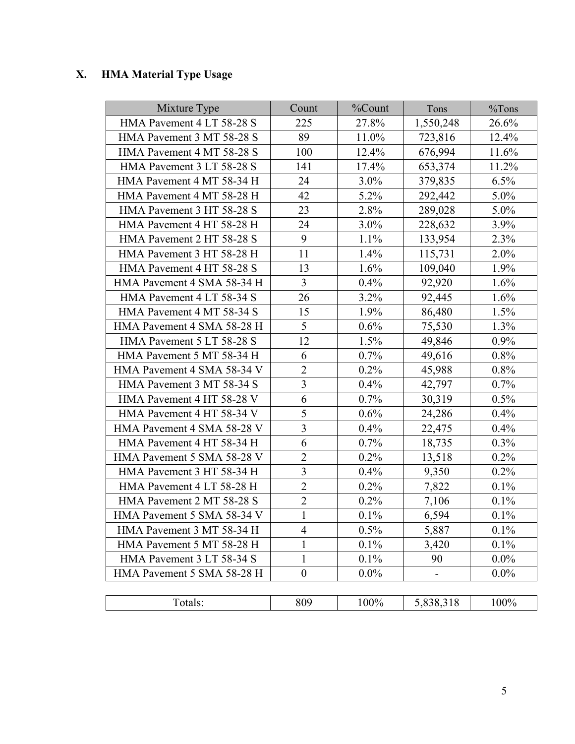## X. HMA Material Type Usage

| Mixture Type | Count | %Count | Tons | %Tons |
|---|---|---|---|---|
| HMA Pavement 4 LT 58-28 S | 225 | 27.8% | 1,550,248 | 26.6% |
| HMA Pavement 3 MT 58-28 S | 89 | 11.0% | 723,816 | 12.4% |
| HMA Pavement 4 MT 58-28 S | 100 | 12.4% | 676,994 | 11.6% |
| HMA Pavement 3 LT 58-28 S | 141 | 17.4% | 653,374 | 11.2% |
| HMA Pavement 4 MT 58-34 H | 24 | 3.0% | 379,835 | 6.5% |
| HMA Pavement 4 MT 58-28 H | 42 | 5.2% | 292,442 | 5.0% |
| HMA Pavement 3 HT 58-28 S | 23 | 2.8% | 289,028 | 5.0% |
| HMA Pavement 4 HT 58-28 H | 24 | 3.0% | 228,632 | 3.9% |
| HMA Pavement 2 HT 58-28 S | 9 | 1.1% | 133,954 | 2.3% |
| HMA Pavement 3 HT 58-28 H | 11 | 1.4% | 115,731 | 2.0% |
| HMA Pavement 4 HT 58-28 S | 13 | 1.6% | 109,040 | 1.9% |
| HMA Pavement 4 SMA 58-34 H | 3 | 0.4% | 92,920 | 1.6% |
| HMA Pavement 4 LT 58-34 S | 26 | 3.2% | 92,445 | 1.6% |
| HMA Pavement 4 MT 58-34 S | 15 | 1.9% | 86,480 | 1.5% |
| HMA Pavement 4 SMA 58-28 H | 5 | 0.6% | 75,530 | 1.3% |
| HMA Pavement 5 LT 58-28 S | 12 | 1.5% | 49,846 | 0.9% |
| HMA Pavement 5 MT 58-34 H | 6 | 0.7% | 49,616 | 0.8% |
| HMA Pavement 4 SMA 58-34 V | 2 | 0.2% | 45,988 | 0.8% |
| HMA Pavement 3 MT 58-34 S | 3 | 0.4% | 42,797 | 0.7% |
| HMA Pavement 4 HT 58-28 V | 6 | 0.7% | 30,319 | 0.5% |
| HMA Pavement 4 HT 58-34 V | 5 | 0.6% | 24,286 | 0.4% |
| HMA Pavement 4 SMA 58-28 V | 3 | 0.4% | 22,475 | 0.4% |
| HMA Pavement 4 HT 58-34 H | 6 | 0.7% | 18,735 | 0.3% |
| HMA Pavement 5 SMA 58-28 V | 2 | 0.2% | 13,518 | 0.2% |
| HMA Pavement 3 HT 58-34 H | 3 | 0.4% | 9,350 | 0.2% |
| HMA Pavement 4 LT 58-28 H | 2 | 0.2% | 7,822 | 0.1% |
| HMA Pavement 2 MT 58-28 S | 2 | 0.2% | 7,106 | 0.1% |
| HMA Pavement 5 SMA 58-34 V | 1 | 0.1% | 6,594 | 0.1% |
| HMA Pavement 3 MT 58-34 H | 4 | 0.5% | 5,887 | 0.1% |
| HMA Pavement 5 MT 58-28 H | 1 | 0.1% | 3,420 | 0.1% |
| HMA Pavement 3 LT 58-34 S | 1 | 0.1% | 90 | 0.0% |
| HMA Pavement 5 SMA 58-28 H | 0 | 0.0% | - | 0.0% |
| Totals: | 809 | 100% | 5,838,318 | 100% |